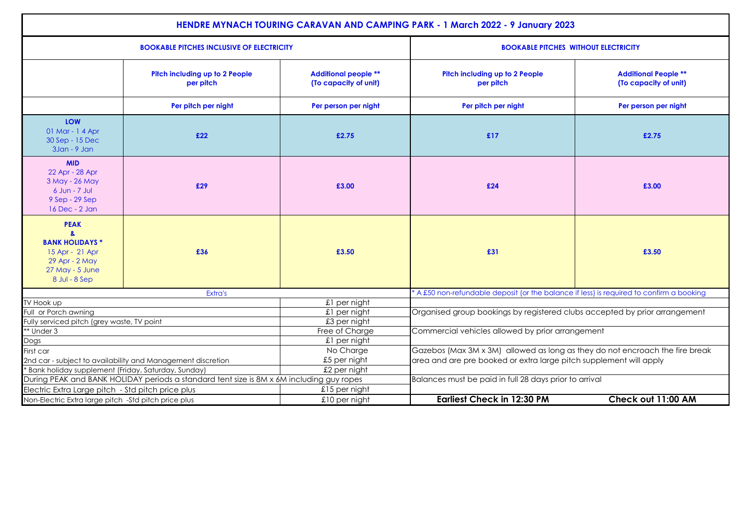# HENDRE MYNACH TOURING CARAVAN AND CAMPING PARK - 1 March 2022 - 9 January 2023

| | BOOKABLE PITCHES INCLUSIVE OF ELECTRICITY | | BOOKABLE PITCHES WITHOUT ELECTRICITY | |
|---|---|---|---|---|
| | **Pitch including up to 2 People per pitch** | **Additional people ** (To capacity of unit)** | **Pitch including up to 2 People per pitch** | **Additional People ** (To capacity of unit)** |
| | **Per pitch per night** | **Per person per night** | **Per pitch per night** | **Per person per night** |
| **LOW** 01 Mar - 1 4 Apr 30 Sep - 15 Dec 3Jan - 9 Jan | **£22** | **£2.75** | **£17** | **£2.75** |
| **MID** 22 Apr - 28 Apr 3 May - 26 May 6 Jun - 7 Jul 9 Sep - 29 Sep 16 Dec - 2 Jan | **£29** | **£3.00** | **£24** | **£3.00** |
| **PEAK & BANK HOLIDAYS *** 15 Apr - 21 Apr 29 Apr - 2 May 27 May - 5 June 8 Jul - 8 Sep | **£36** | **£3.50** | **£31** | **£3.50** |

| Extra's | |
|---|---|
| TV Hook up | £1 per night |
| Full or Porch awning | £1 per night |
| Fully serviced pitch (grey waste, TV point | £3 per night |
| ** Under 3 | Free of Charge |
| Dogs | £1 per night |
| First car | No Charge |
| 2nd car - subject to availability and Management discretion | £5 per night |
| * Bank holiday supplement (Friday, Saturday, Sunday) | £2 per night |
| During PEAK and BANK HOLIDAY periods a standard tent size is 8M x 6M including guy ropes | |
| Electric Extra Large pitch - Std pitch price plus | £15 per night |
| Non-Electric Extra large pitch -Std pitch price plus | £10 per night |

* A £50 non-refundable deposit (or the balance if less) is required to confirm a booking

Organised group bookings by registered clubs accepted by prior arrangement

Commercial vehicles allowed by prior arrangement

Gazebos (Max 3M x 3M) allowed as long as they do not encroach the fire break area and are pre booked or extra large pitch supplement will apply

Balances must be paid in full 28 days prior to arrival

**Earliest Check in 12:30 PM** **Check out 11:00 AM**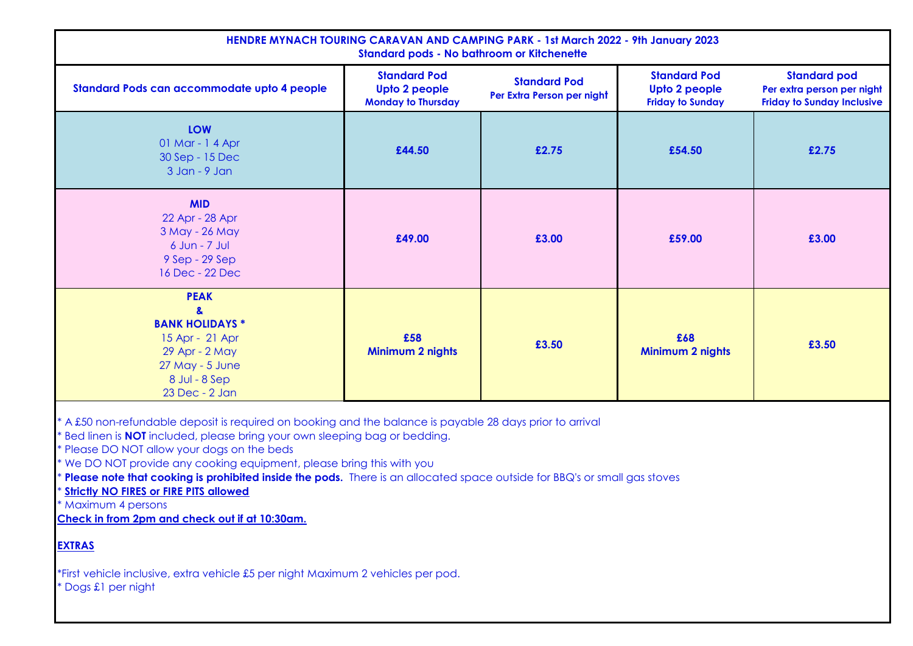## HENDRE MYNACH TOURING CARAVAN AND CAMPING PARK - 1st March 2022 - 9th January 2023
### Standard pods - No bathroom or Kitchenette

| Standard Pods can accommodate upto 4 people | Standard Pod Upto 2 people Monday to Thursday | Standard Pod Per Extra Person per night | Standard Pod Upto 2 people Friday to Sunday | Standard pod Per extra person per night Friday to Sunday Inclusive |
|---|---|---|---|---|
| **LOW** 01 Mar - 1 4 Apr 30 Sep - 15 Dec 3 Jan - 9 Jan | **£44.50** | **£2.75** | **£54.50** | **£2.75** |
| **MID** 22 Apr - 28 Apr 3 May - 26 May 6 Jun - 7 Jul 9 Sep - 29 Sep 16 Dec - 22 Dec | **£49.00** | **£3.00** | **£59.00** | **£3.00** |
| **PEAK & BANK HOLIDAYS *** 15 Apr - 21 Apr 29 Apr - 2 May 27 May - 5 June 8 Jul - 8 Sep 23 Dec - 2 Jan | **£58 Minimum 2 nights** | **£3.50** | **£68 Minimum 2 nights** | **£3.50** |

* A £50 non-refundable deposit is required on booking and the balance is payable 28 days prior to arrival
* Bed linen is **NOT** included, please bring your own sleeping bag or bedding.
* Please DO NOT allow your dogs on the beds
* We DO NOT provide any cooking equipment, please bring this with you
* **Please note that cooking is prohibited inside the pods.** There is an allocated space outside for BBQ's or small gas stoves
* **Strictly NO FIRES or FIRE PITS allowed**
* Maximum 4 persons

**Check in from 2pm and check out if at 10:30am.**

**EXTRAS**

*First vehicle inclusive, extra vehicle £5 per night Maximum 2 vehicles per pod.
* Dogs £1 per night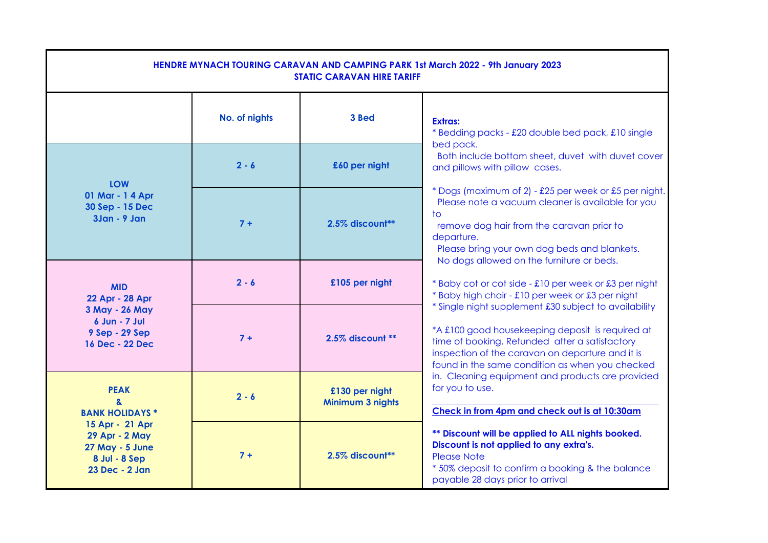## HENDRE MYNACH TOURING CARAVAN AND CAMPING PARK 1st March 2022 - 9th January 2023
### STATIC CARAVAN HIRE TARIFF

| | No. of nights | 3 Bed |
|---|---|---|
| **LOW**<br>01 Mar - 1 4 Apr<br>30 Sep - 15 Dec<br>3Jan - 9 Jan | 2 - 6 | £60 per night |
| | 7 + | 2.5% discount** |
| **MID**<br>22 Apr - 28 Apr<br>3 May - 26 May<br>6 Jun - 7 Jul<br>9 Sep - 29 Sep<br>16 Dec - 22 Dec | 2 - 6 | £105 per night |
| | 7 + | 2.5% discount ** |
| **PEAK & BANK HOLIDAYS ***<br>15 Apr - 21 Apr<br>29 Apr - 2 May<br>27 May - 5 June<br>8 Jul - 8 Sep<br>23 Dec - 2 Jan | 2 - 6 | £130 per night<br>Minimum 3 nights |
| | 7 + | 2.5% discount** |

**Extras:**

* Bedding packs - £20 double bed pack, £10 single bed pack.
  Both include bottom sheet, duvet with duvet cover and pillows with pillow cases.

* Dogs (maximum of 2) - £25 per week or £5 per night.
  Please note a vacuum cleaner is available for you to
  remove dog hair from the caravan prior to departure.
  Please bring your own dog beds and blankets.
  No dogs allowed on the furniture or beds.

* Baby cot or cot side - £10 per week or £3 per night
* Baby high chair - £10 per week or £3 per night
* Single night supplement £30 subject to availability

*A £100 good housekeeping deposit is required at time of booking. Refunded after a satisfactory inspection of the caravan on departure and it is found in the same condition as when you checked in. Cleaning equipment and products are provided for you to use.

**Check in from 4pm and check out is at 10:30am**

**** Discount will be applied to ALL nights booked. Discount is not applied to any extra's.**

Please Note

* 50% deposit to confirm a booking & the balance payable 28 days prior to arrival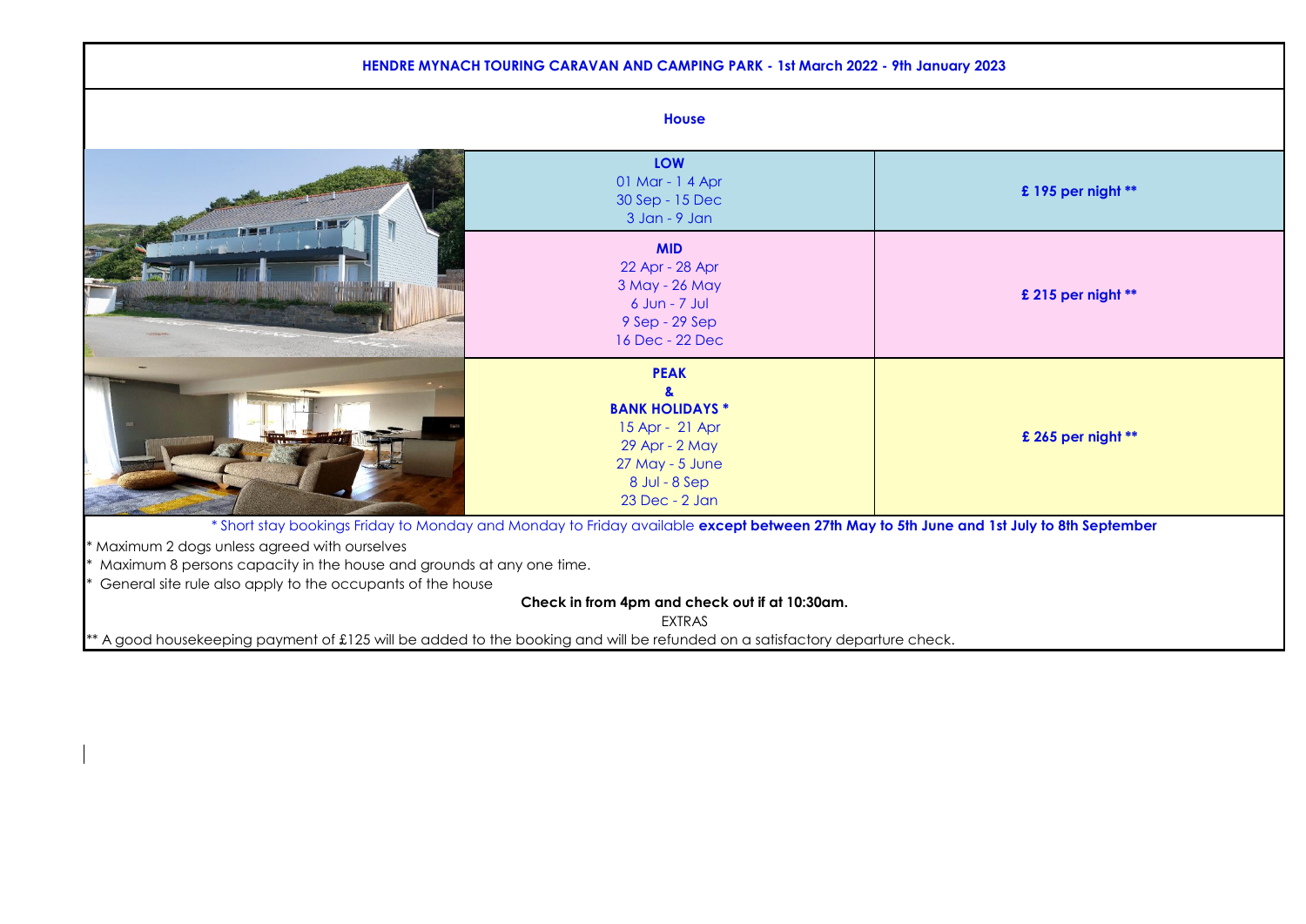**HENDRE MYNACH TOURING CARAVAN AND CAMPING PARK - 1st March 2022 - 9th January 2023**

**House**

| | |
|---|---|
| **LOW**<br>01 Mar - 1 4 Apr<br>30 Sep - 15 Dec<br>3 Jan - 9 Jan | **£ 195 per night \*\*** |
| **MID**<br>22 Apr - 28 Apr<br>3 May - 26 May<br>6 Jun - 7 Jul<br>9 Sep - 29 Sep<br>16 Dec - 22 Dec | **£ 215 per night \*\*** |
| **PEAK & BANK HOLIDAYS \***<br>15 Apr - 21 Apr<br>29 Apr - 2 May<br>27 May - 5 June<br>8 Jul - 8 Sep<br>23 Dec - 2 Jan | **£ 265 per night \*\*** |

\* Short stay bookings Friday to Monday and Monday to Friday available **except between 27th May to 5th June and 1st July to 8th September**

\* Maximum 2 dogs unless agreed with ourselves

\* Maximum 8 persons capacity in the house and grounds at any one time.

\* General site rule also apply to the occupants of the house

**Check in from 4pm and check out if at 10:30am.**

EXTRAS

\*\* A good housekeeping payment of £125 will be added to the booking and will be refunded on a satisfactory departure check.